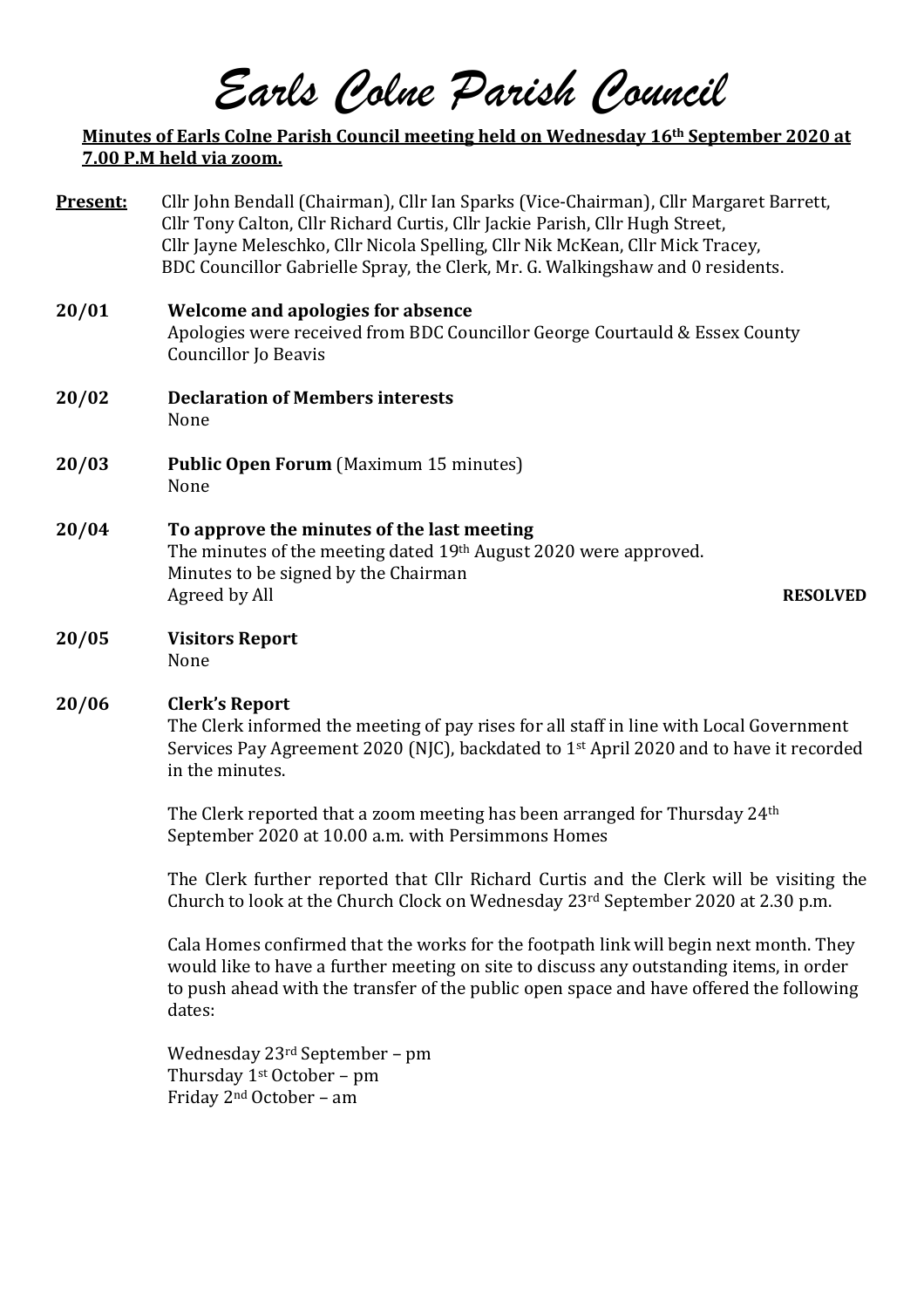# Earls Colne Parish Council

**Minutes of Earls Colne Parish Council meeting held on Wednesday 16th September 2020 at 7.00 P.M held via zoom.**

**Present:** Cllr John Bendall (Chairman), Cllr Ian Sparks (Vice-Chairman), Cllr Margaret Barrett, Cllr Tony Calton, Cllr Richard Curtis, Cllr Jackie Parish, Cllr Hugh Street, Cllr Jayne Meleschko, Cllr Nicola Spelling, Cllr Nik McKean, Cllr Mick Tracey, BDC Councillor Gabrielle Spray, the Clerk, Mr. G. Walkingshaw and 0 residents.

**20/01 Welcome and apologies for absence**

Apologies were received from BDC Councillor George Courtauld & Essex County Councillor Jo Beavis

**20/02 Declaration of Members interests**

None

**20/03 Public Open Forum** (Maximum 15 minutes)

None

**20/04 To approve the minutes of the last meeting**

The minutes of the meeting dated 19th August 2020 were approved.
Minutes to be signed by the Chairman
Agreed by All **RESOLVED**

**20/05 Visitors Report**

None

**20/06 Clerk's Report**

The Clerk informed the meeting of pay rises for all staff in line with Local Government Services Pay Agreement 2020 (NJC), backdated to 1st April 2020 and to have it recorded in the minutes.

The Clerk reported that a zoom meeting has been arranged for Thursday 24th September 2020 at 10.00 a.m. with Persimmons Homes

The Clerk further reported that Cllr Richard Curtis and the Clerk will be visiting the Church to look at the Church Clock on Wednesday 23rd September 2020 at 2.30 p.m.

Cala Homes confirmed that the works for the footpath link will begin next month. They would like to have a further meeting on site to discuss any outstanding items, in order to push ahead with the transfer of the public open space and have offered the following dates:

Wednesday 23rd September – pm
Thursday 1st October – pm
Friday 2nd October – am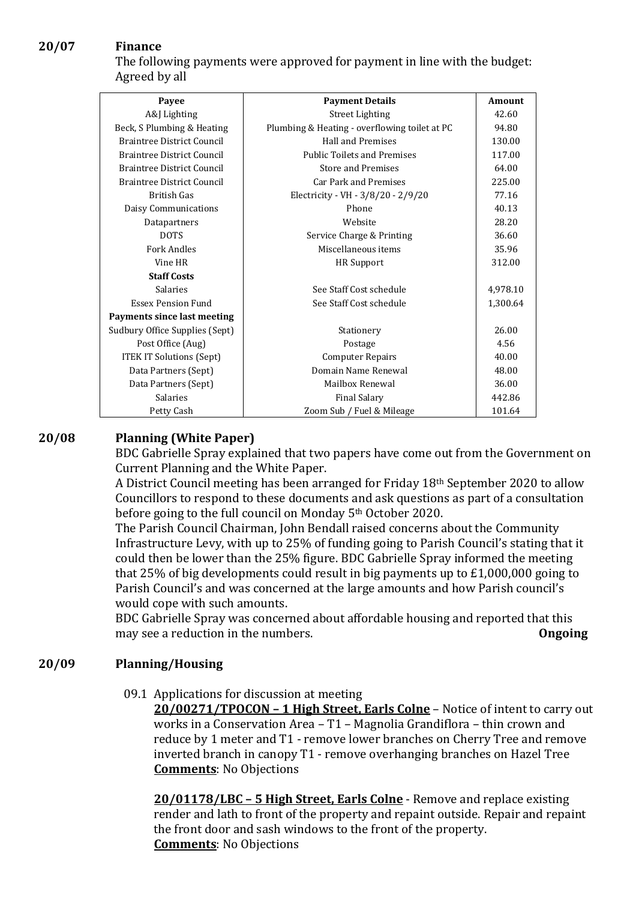## 20/07 Finance

The following payments were approved for payment in line with the budget:
Agreed by all

| Payee | Payment Details | Amount |
|---|---|---|
| A&J Lighting | Street Lighting | 42.60 |
| Beck, S Plumbing & Heating | Plumbing & Heating - overflowing toilet at PC | 94.80 |
| Braintree District Council | Hall and Premises | 130.00 |
| Braintree District Council | Public Toilets and Premises | 117.00 |
| Braintree District Council | Store and Premises | 64.00 |
| Braintree District Council | Car Park and Premises | 225.00 |
| British Gas | Electricity - VH - 3/8/20 - 2/9/20 | 77.16 |
| Daisy Communications | Phone | 40.13 |
| Datapartners | Website | 28.20 |
| DOTS | Service Charge & Printing | 36.60 |
| Fork Andles | Miscellaneous items | 35.96 |
| Vine HR | HR Support | 312.00 |
| **Staff Costs** | | |
| Salaries | See Staff Cost schedule | 4,978.10 |
| Essex Pension Fund | See Staff Cost schedule | 1,300.64 |
| **Payments since last meeting** | | |
| Sudbury Office Supplies (Sept) | Stationery | 26.00 |
| Post Office (Aug) | Postage | 4.56 |
| ITEK IT Solutions (Sept) | Computer Repairs | 40.00 |
| Data Partners (Sept) | Domain Name Renewal | 48.00 |
| Data Partners (Sept) | Mailbox Renewal | 36.00 |
| Salaries | Final Salary | 442.86 |
| Petty Cash | Zoom Sub / Fuel & Mileage | 101.64 |

## 20/08 Planning (White Paper)

BDC Gabrielle Spray explained that two papers have come out from the Government on Current Planning and the White Paper.

A District Council meeting has been arranged for Friday 18th September 2020 to allow Councillors to respond to these documents and ask questions as part of a consultation before going to the full council on Monday 5th October 2020.

The Parish Council Chairman, John Bendall raised concerns about the Community Infrastructure Levy, with up to 25% of funding going to Parish Council's stating that it could then be lower than the 25% figure. BDC Gabrielle Spray informed the meeting that 25% of big developments could result in big payments up to £1,000,000 going to Parish Council's and was concerned at the large amounts and how Parish council's would cope with such amounts.

BDC Gabrielle Spray was concerned about affordable housing and reported that this may see a reduction in the numbers. **Ongoing**

## 20/09 Planning/Housing

09.1 Applications for discussion at meeting

**20/00271/TPOCON – 1 High Street, Earls Colne** – Notice of intent to carry out works in a Conservation Area – T1 – Magnolia Grandiflora – thin crown and reduce by 1 meter and T1 - remove lower branches on Cherry Tree and remove inverted branch in canopy T1 - remove overhanging branches on Hazel Tree
**Comments**: No Objections

**20/01178/LBC – 5 High Street, Earls Colne** - Remove and replace existing render and lath to front of the property and repaint outside. Repair and repaint the front door and sash windows to the front of the property.
**Comments**: No Objections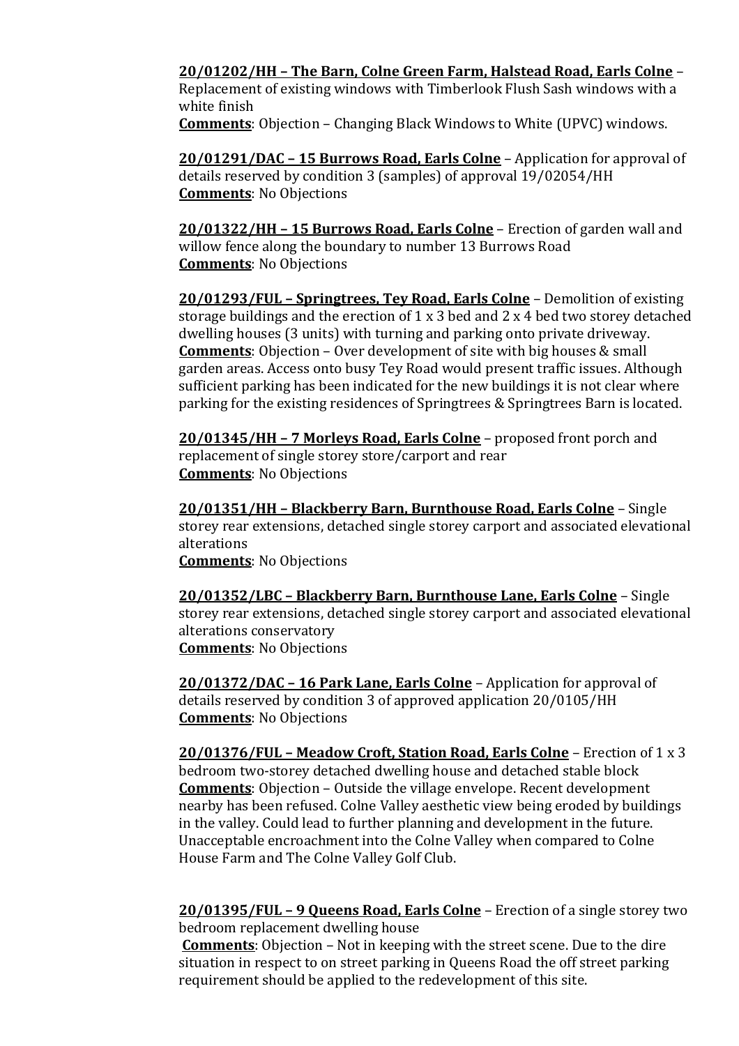**20/01202/HH – The Barn, Colne Green Farm, Halstead Road, Earls Colne** – Replacement of existing windows with Timberlook Flush Sash windows with a white finish
**Comments**: Objection – Changing Black Windows to White (UPVC) windows.

**20/01291/DAC – 15 Burrows Road, Earls Colne** – Application for approval of details reserved by condition 3 (samples) of approval 19/02054/HH
**Comments**: No Objections

**20/01322/HH – 15 Burrows Road, Earls Colne** – Erection of garden wall and willow fence along the boundary to number 13 Burrows Road
**Comments**: No Objections

**20/01293/FUL – Springtrees, Tey Road, Earls Colne** – Demolition of existing storage buildings and the erection of 1 x 3 bed and 2 x 4 bed two storey detached dwelling houses (3 units) with turning and parking onto private driveway.
**Comments**: Objection – Over development of site with big houses & small garden areas. Access onto busy Tey Road would present traffic issues. Although sufficient parking has been indicated for the new buildings it is not clear where parking for the existing residences of Springtrees & Springtrees Barn is located.

**20/01345/HH – 7 Morleys Road, Earls Colne** – proposed front porch and replacement of single storey store/carport and rear
**Comments**: No Objections

**20/01351/HH – Blackberry Barn, Burnthouse Road, Earls Colne** – Single storey rear extensions, detached single storey carport and associated elevational alterations
**Comments**: No Objections

**20/01352/LBC – Blackberry Barn, Burnthouse Lane, Earls Colne** – Single storey rear extensions, detached single storey carport and associated elevational alterations conservatory
**Comments**: No Objections

**20/01372/DAC – 16 Park Lane, Earls Colne** – Application for approval of details reserved by condition 3 of approved application 20/0105/HH
**Comments**: No Objections

**20/01376/FUL – Meadow Croft, Station Road, Earls Colne** – Erection of 1 x 3 bedroom two-storey detached dwelling house and detached stable block
**Comments**: Objection – Outside the village envelope. Recent development nearby has been refused. Colne Valley aesthetic view being eroded by buildings in the valley. Could lead to further planning and development in the future. Unacceptable encroachment into the Colne Valley when compared to Colne House Farm and The Colne Valley Golf Club.

**20/01395/FUL – 9 Queens Road, Earls Colne** – Erection of a single storey two bedroom replacement dwelling house
**Comments**: Objection – Not in keeping with the street scene. Due to the dire situation in respect to on street parking in Queens Road the off street parking requirement should be applied to the redevelopment of this site.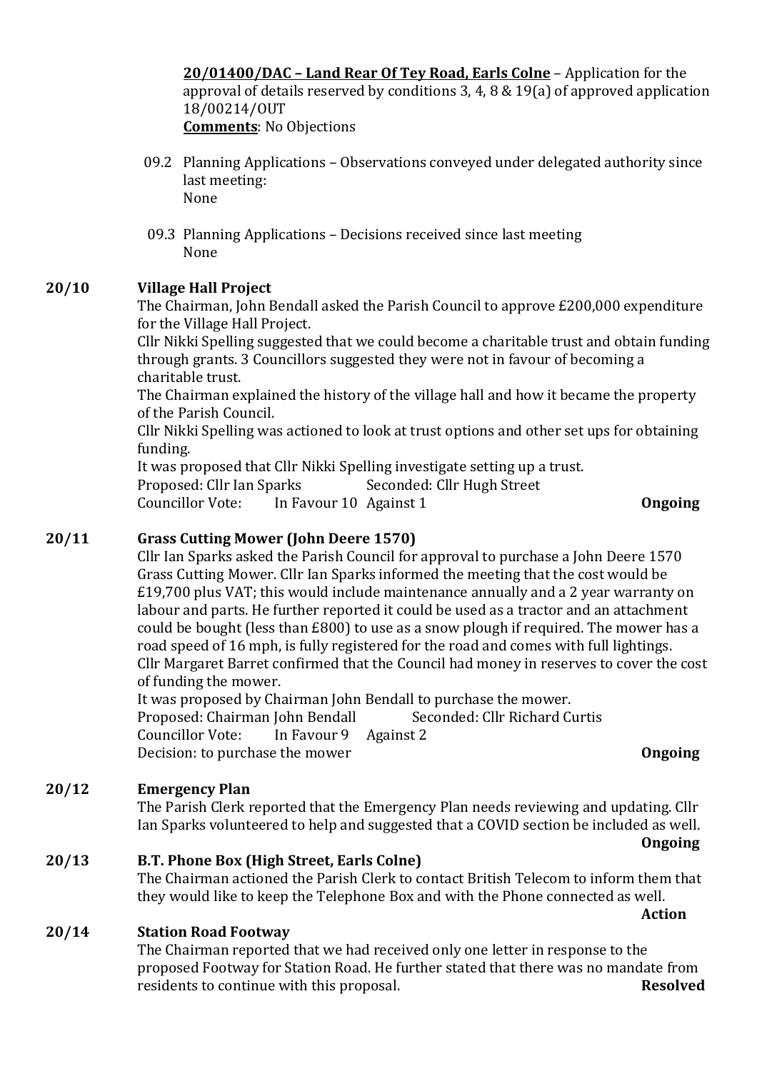**20/01400/DAC – Land Rear Of Tey Road, Earls Colne** – Application for the approval of details reserved by conditions 3, 4, 8 & 19(a) of approved application 18/00214/OUT
**Comments**: No Objections

09.2 Planning Applications – Observations conveyed under delegated authority since last meeting:
None

09.3 Planning Applications – Decisions received since last meeting
None

**20/10 Village Hall Project**

The Chairman, John Bendall asked the Parish Council to approve £200,000 expenditure for the Village Hall Project.
Cllr Nikki Spelling suggested that we could become a charitable trust and obtain funding through grants. 3 Councillors suggested they were not in favour of becoming a charitable trust.
The Chairman explained the history of the village hall and how it became the property of the Parish Council.
Cllr Nikki Spelling was actioned to look at trust options and other set ups for obtaining funding.
It was proposed that Cllr Nikki Spelling investigate setting up a trust.
Proposed: Cllr Ian Sparks Seconded: Cllr Hugh Street
Councillor Vote: In Favour 10 Against 1 **Ongoing**

**20/11 Grass Cutting Mower (John Deere 1570)**

Cllr Ian Sparks asked the Parish Council for approval to purchase a John Deere 1570 Grass Cutting Mower. Cllr Ian Sparks informed the meeting that the cost would be £19,700 plus VAT; this would include maintenance annually and a 2 year warranty on labour and parts. He further reported it could be used as a tractor and an attachment could be bought (less than £800) to use as a snow plough if required. The mower has a road speed of 16 mph, is fully registered for the road and comes with full lightings.
Cllr Margaret Barret confirmed that the Council had money in reserves to cover the cost of funding the mower.
It was proposed by Chairman John Bendall to purchase the mower.
Proposed: Chairman John Bendall Seconded: Cllr Richard Curtis
Councillor Vote: In Favour 9 Against 2
Decision: to purchase the mower **Ongoing**

**20/12 Emergency Plan**

The Parish Clerk reported that the Emergency Plan needs reviewing and updating. Cllr Ian Sparks volunteered to help and suggested that a COVID section be included as well.
**Ongoing**

**20/13 B.T. Phone Box (High Street, Earls Colne)**

The Chairman actioned the Parish Clerk to contact British Telecom to inform them that they would like to keep the Telephone Box and with the Phone connected as well.
**Action**

**20/14 Station Road Footway**

The Chairman reported that we had received only one letter in response to the proposed Footway for Station Road. He further stated that there was no mandate from residents to continue with this proposal. **Resolved**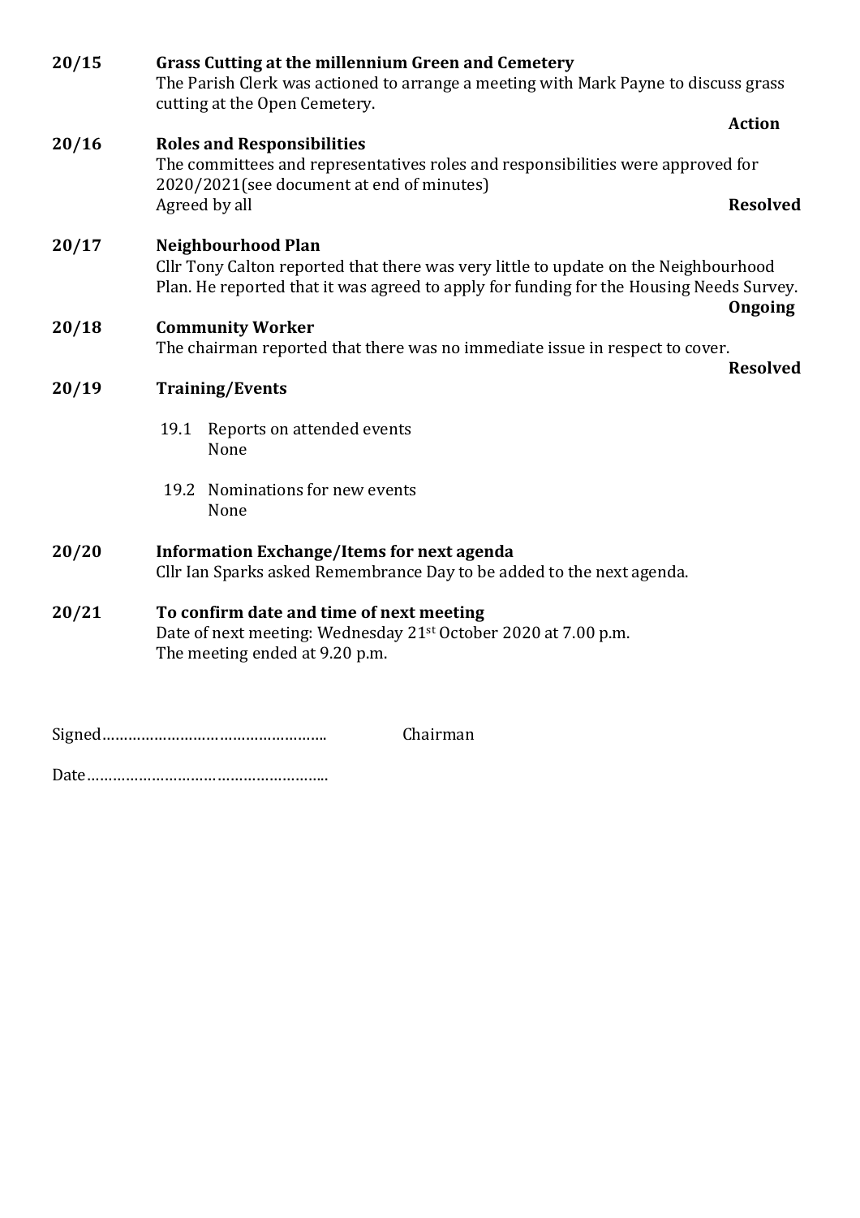**20/15 Grass Cutting at the millennium Green and Cemetery**

The Parish Clerk was actioned to arrange a meeting with Mark Payne to discuss grass cutting at the Open Cemetery.

**Action**

**20/16 Roles and Responsibilities**

The committees and representatives roles and responsibilities were approved for 2020/2021(see document at end of minutes)

Agreed by all **Resolved**

**20/17 Neighbourhood Plan**

Cllr Tony Calton reported that there was very little to update on the Neighbourhood Plan. He reported that it was agreed to apply for funding for the Housing Needs Survey.

**Ongoing**

**20/18 Community Worker**

The chairman reported that there was no immediate issue in respect to cover.

**Resolved**

**20/19 Training/Events**

19.1 Reports on attended events
None

19.2 Nominations for new events
None

**20/20 Information Exchange/Items for next agenda**

Cllr Ian Sparks asked Remembrance Day to be added to the next agenda.

**20/21 To confirm date and time of next meeting**

Date of next meeting: Wednesday 21st October 2020 at 7.00 p.m.

The meeting ended at 9.20 p.m.

Signed…………………………………………….. Chairman

Date…………………………………………………..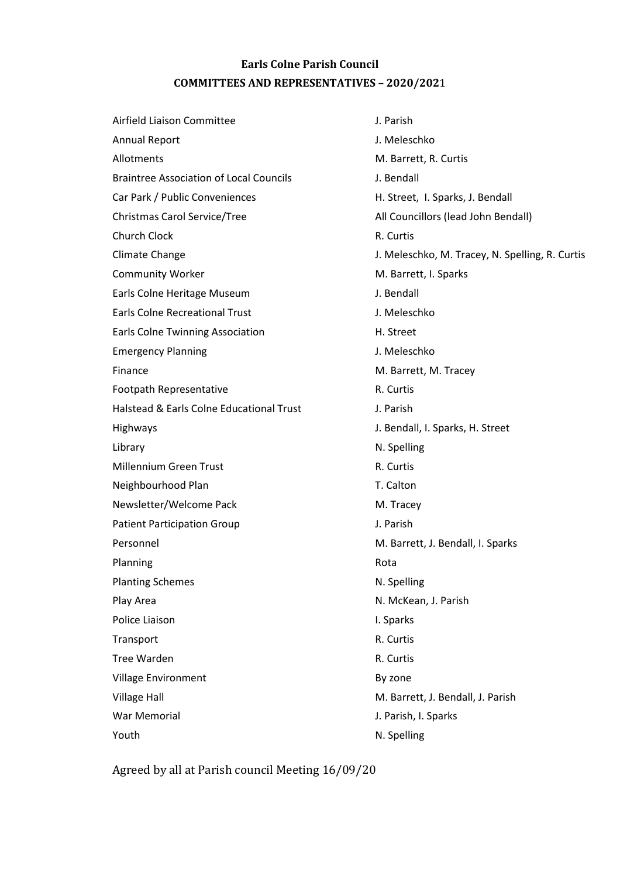# Earls Colne Parish Council
## COMMITTEES AND REPRESENTATIVES – 2020/2021

| | |
|---|---|
| Airfield Liaison Committee | J. Parish |
| Annual Report | J. Meleschko |
| Allotments | M. Barrett, R. Curtis |
| Braintree Association of Local Councils | J. Bendall |
| Car Park / Public Conveniences | H. Street, I. Sparks, J. Bendall |
| Christmas Carol Service/Tree | All Councillors (lead John Bendall) |
| Church Clock | R. Curtis |
| Climate Change | J. Meleschko, M. Tracey, N. Spelling, R. Curtis |
| Community Worker | M. Barrett, I. Sparks |
| Earls Colne Heritage Museum | J. Bendall |
| Earls Colne Recreational Trust | J. Meleschko |
| Earls Colne Twinning Association | H. Street |
| Emergency Planning | J. Meleschko |
| Finance | M. Barrett, M. Tracey |
| Footpath Representative | R. Curtis |
| Halstead & Earls Colne Educational Trust | J. Parish |
| Highways | J. Bendall, I. Sparks, H. Street |
| Library | N. Spelling |
| Millennium Green Trust | R. Curtis |
| Neighbourhood Plan | T. Calton |
| Newsletter/Welcome Pack | M. Tracey |
| Patient Participation Group | J. Parish |
| Personnel | M. Barrett, J. Bendall, I. Sparks |
| Planning | Rota |
| Planting Schemes | N. Spelling |
| Play Area | N. McKean, J. Parish |
| Police Liaison | I. Sparks |
| Transport | R. Curtis |
| Tree Warden | R. Curtis |
| Village Environment | By zone |
| Village Hall | M. Barrett, J. Bendall, J. Parish |
| War Memorial | J. Parish, I. Sparks |
| Youth | N. Spelling |

Agreed by all at Parish council Meeting 16/09/20